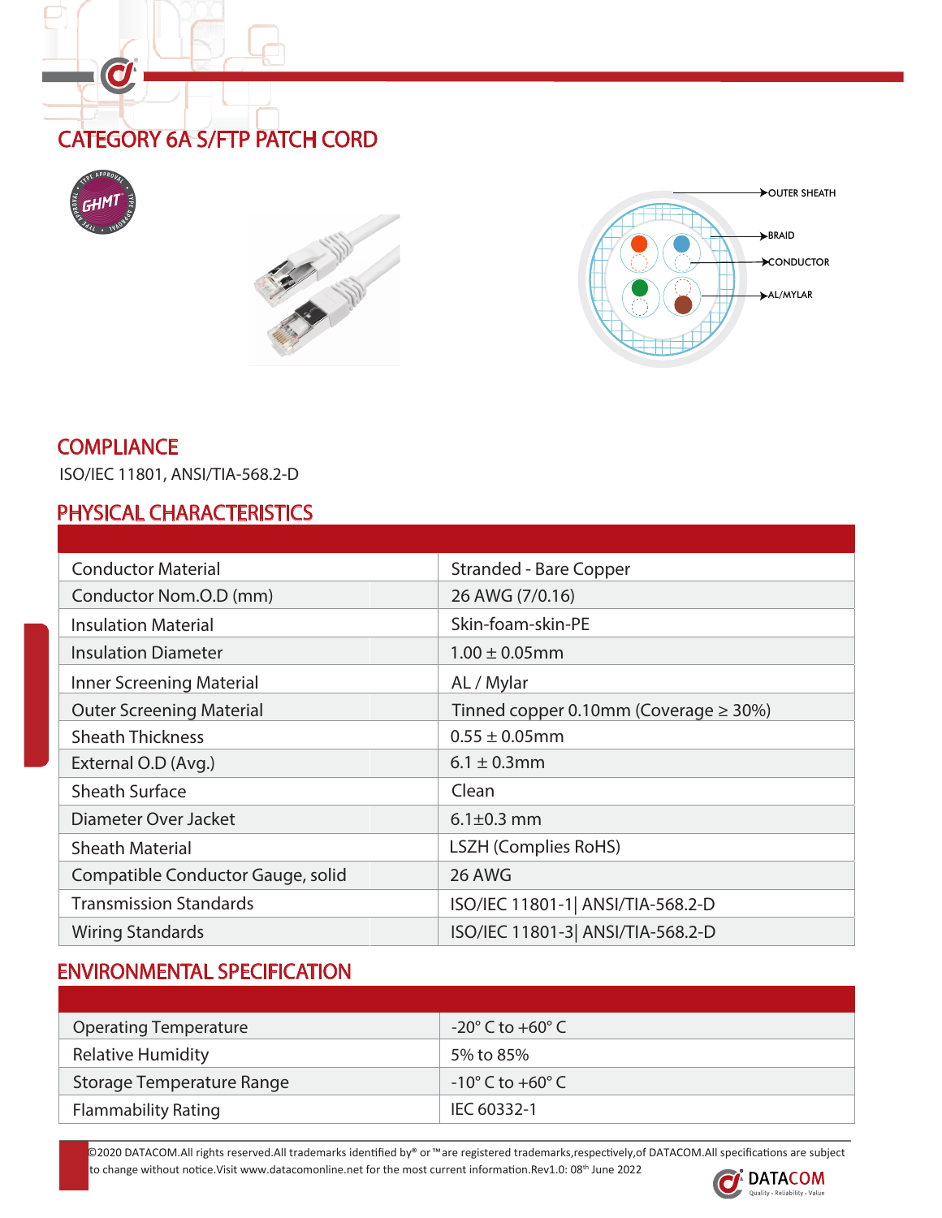# CATEGORY 6A S/FTP PATCH CORD

OUTER SHEATH

BRAID

CONDUCTOR

AL/MYLAR

## COMPLIANCE

ISO/IEC 11801, ANSI/TIA-568.2-D

## PHYSICAL CHARACTERISTICS

| | |
|---|---|
| Conductor Material | Stranded - Bare Copper |
| Conductor Nom.O.D (mm) | 26 AWG (7/0.16) |
| Insulation Material | Skin-foam-skin-PE |
| Insulation Diameter | 1.00 ± 0.05mm |
| Inner Screening Material | AL / Mylar |
| Outer Screening Material | Tinned copper 0.10mm (Coverage ≥ 30%) |
| Sheath Thickness | 0.55 ± 0.05mm |
| External O.D (Avg.) | 6.1 ± 0.3mm |
| Sheath Surface | Clean |
| Diameter Over Jacket | 6.1±0.3 mm |
| Sheath Material | LSZH (Complies RoHS) |
| Compatible Conductor Gauge, solid | 26 AWG |
| Transmission Standards | ISO/IEC 11801-1\| ANSI/TIA-568.2-D |
| Wiring Standards | ISO/IEC 11801-3\| ANSI/TIA-568.2-D |

## ENVIRONMENTAL SPECIFICATION

| | |
|---|---|
| Operating Temperature | -20° C to +60° C |
| Relative Humidity | 5% to 85% |
| Storage Temperature Range | -10° C to +60° C |
| Flammability Rating | IEC 60332-1 |

©2020 DATACOM.All rights reserved.All trademarks identified by® or ™are registered trademarks,respectively,of DATACOM.All specifications are subject to change without notice.Visit www.datacomonline.net for the most current information.Rev1.0: 08th June 2022

DATACOM
Quality • Reliability • Value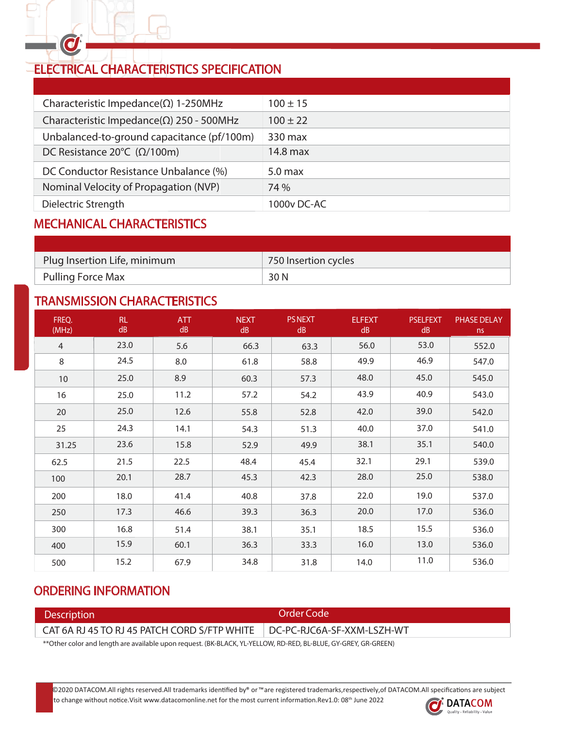## ELECTRICAL CHARACTERISTICS SPECIFICATION

| | |
|---|---|
| Characteristic Impedance(Ω) 1-250MHz | 100 ± 15 |
| Characteristic Impedance(Ω) 250 - 500MHz | 100 ± 22 |
| Unbalanced-to-ground capacitance (pf/100m) | 330 max |
| DC Resistance 20°C (Ω/100m) | 14.8 max |
| DC Conductor Resistance Unbalance (%) | 5.0 max |
| Nominal Velocity of Propagation (NVP) | 74 % |
| Dielectric Strength | 1000v DC-AC |

## MECHANICAL CHARACTERISTICS

| | |
|---|---|
| Plug Insertion Life, minimum | 750 Insertion cycles |
| Pulling Force Max | 30 N |

## TRANSMISSION CHARACTERISTICS

| FREQ. (MHz) | RL dB | ATT dB | NEXT dB | PS NEXT dB | ELFEXT dB | PSELFEXT dB | PHASE DELAY ns |
|---|---|---|---|---|---|---|---|
| 4 | 23.0 | 5.6 | 66.3 | 63.3 | 56.0 | 53.0 | 552.0 |
| 8 | 24.5 | 8.0 | 61.8 | 58.8 | 49.9 | 46.9 | 547.0 |
| 10 | 25.0 | 8.9 | 60.3 | 57.3 | 48.0 | 45.0 | 545.0 |
| 16 | 25.0 | 11.2 | 57.2 | 54.2 | 43.9 | 40.9 | 543.0 |
| 20 | 25.0 | 12.6 | 55.8 | 52.8 | 42.0 | 39.0 | 542.0 |
| 25 | 24.3 | 14.1 | 54.3 | 51.3 | 40.0 | 37.0 | 541.0 |
| 31.25 | 23.6 | 15.8 | 52.9 | 49.9 | 38.1 | 35.1 | 540.0 |
| 62.5 | 21.5 | 22.5 | 48.4 | 45.4 | 32.1 | 29.1 | 539.0 |
| 100 | 20.1 | 28.7 | 45.3 | 42.3 | 28.0 | 25.0 | 538.0 |
| 200 | 18.0 | 41.4 | 40.8 | 37.8 | 22.0 | 19.0 | 537.0 |
| 250 | 17.3 | 46.6 | 39.3 | 36.3 | 20.0 | 17.0 | 536.0 |
| 300 | 16.8 | 51.4 | 38.1 | 35.1 | 18.5 | 15.5 | 536.0 |
| 400 | 15.9 | 60.1 | 36.3 | 33.3 | 16.0 | 13.0 | 536.0 |
| 500 | 15.2 | 67.9 | 34.8 | 31.8 | 14.0 | 11.0 | 536.0 |

## ORDERING INFORMATION

| Description | Order Code |
|---|---|
| CAT 6A RJ 45 TO RJ 45 PATCH CORD S/FTP WHITE | DC-PC-RJC6A-SF-XXM-LSZH-WT |

**Other color and length are available upon request. (BK-BLACK, YL-YELLOW, RD-RED, BL-BLUE, GY-GREY, GR-GREEN)

©2020 DATACOM.All rights reserved.All trademarks identified by® or ™are registered trademarks,respectively,of DATACOM.All specifications are subject to change without notice.Visit www.datacomonline.net for the most current information.Rev1.0: 08th June 2022

DATACOM
Quality - Reliability - Value